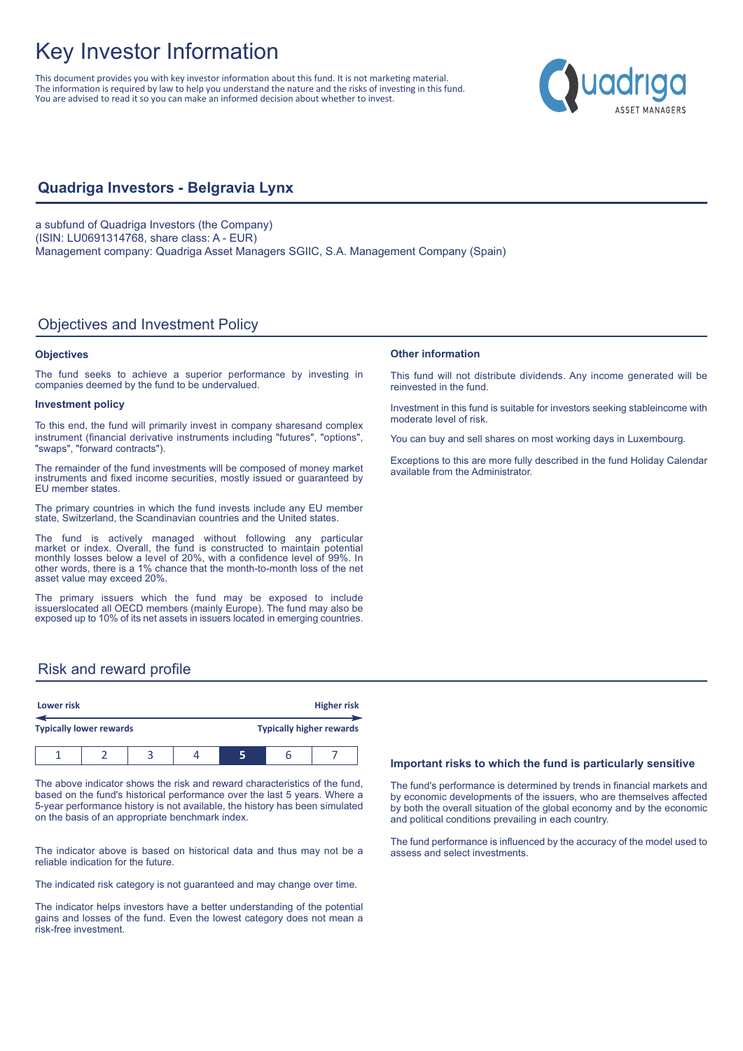# Key Investor Information

This document provides you with key investor information about this fund. It is not marketing material. The information is required by law to help you understand the nature and the risks of investing in this fund. You are advised to read it so you can make an informed decision about whether to invest.

## Quadriga Investors - Belgravia Lynx

a subfund of Quadriga Investors (the Company)
(ISIN: LU0691314768, share class: A - EUR)
Management company: Quadriga Asset Managers SGIIC, S.A. Management Company (Spain)

## Objectives and Investment Policy

### Objectives

The fund seeks to achieve a superior performance by investing in companies deemed by the fund to be undervalued.

### Investment policy

To this end, the fund will primarily invest in company sharesand complex instrument (financial derivative instruments including "futures", "options", "swaps", "forward contracts").

The remainder of the fund investments will be composed of money market instruments and fixed income securities, mostly issued or guaranteed by EU member states.

The primary countries in which the fund invests include any EU member state, Switzerland, the Scandinavian countries and the United states.

The fund is actively managed without following any particular market or index. Overall, the fund is constructed to maintain potential monthly losses below a level of 20%, with a confidence level of 99%. In other words, there is a 1% chance that the month-to-month loss of the net asset value may exceed 20%.

The primary issuers which the fund may be exposed to include issuerslocated all OECD members (mainly Europe). The fund may also be exposed up to 10% of its net assets in issuers located in emerging countries.

### Other information

This fund will not distribute dividends. Any income generated will be reinvested in the fund.

Investment in this fund is suitable for investors seeking stableincome with moderate level of risk.

You can buy and sell shares on most working days in Luxembourg.

Exceptions to this are more fully described in the fund Holiday Calendar available from the Administrator.

## Risk and reward profile

| Lower risk | | | | | | Higher risk |
|---|---|---|---|---|---|---|
| Typically lower rewards | | | | | | Typically higher rewards |
| 1 | 2 | 3 | 4 | **5** | 6 | 7 |

The above indicator shows the risk and reward characteristics of the fund, based on the fund's historical performance over the last 5 years. Where a 5-year performance history is not available, the history has been simulated on the basis of an appropriate benchmark index.

The indicator above is based on historical data and thus may not be a reliable indication for the future.

The indicated risk category is not guaranteed and may change over time.

The indicator helps investors have a better understanding of the potential gains and losses of the fund. Even the lowest category does not mean a risk-free investment.

### Important risks to which the fund is particularly sensitive

The fund's performance is determined by trends in financial markets and by economic developments of the issuers, who are themselves affected by both the overall situation of the global economy and by the economic and political conditions prevailing in each country.

The fund performance is influenced by the accuracy of the model used to assess and select investments.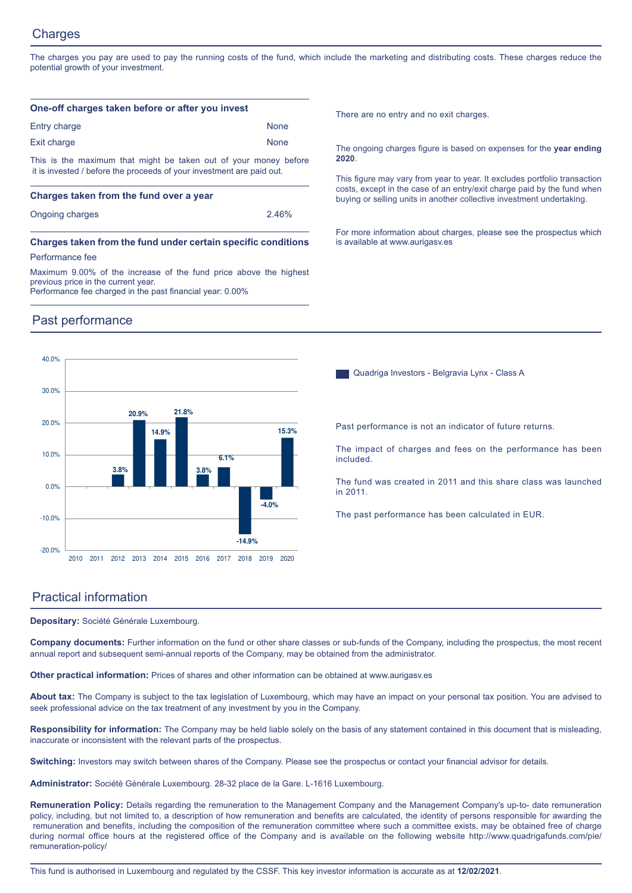## Charges

The charges you pay are used to pay the running costs of the fund, which include the marketing and distributing costs. These charges reduce the potential growth of your investment.

| One-off charges taken before or after you invest | |
|---|---|
| Entry charge | None |
| Exit charge | None |

This is the maximum that might be taken out of your money before it is invested / before the proceeds of your investment are paid out.

| Charges taken from the fund over a year | |
|---|---|
| Ongoing charges | 2.46% |

**Charges taken from the fund under certain specific conditions**

Performance fee

Maximum 9.00% of the increase of the fund price above the highest previous price in the current year.
Performance fee charged in the past financial year: 0.00%

There are no entry and no exit charges.

The ongoing charges figure is based on expenses for the **year ending 2020**.

This figure may vary from year to year. It excludes portfolio transaction costs, except in the case of an entry/exit charge paid by the fund when buying or selling units in another collective investment undertaking.

For more information about charges, please see the prospectus which is available at www.aurigasv.es

## Past performance

40.0%
30.0%
20.0%
10.0%
0.0%
-10.0%
-20.0%

2010 2011 2012 2013 2014 2015 2016 2017 2018 2019 2020

3.8% 20.9% 14.9% 21.8% 3.8% 6.1% -14.9% -4.0% 15.3%

Quadriga Investors - Belgravia Lynx - Class A

Past performance is not an indicator of future returns.

The impact of charges and fees on the performance has been included.

The fund was created in 2011 and this share class was launched in 2011.

The past performance has been calculated in EUR.

## Practical information

**Depositary:** Société Générale Luxembourg.

**Company documents:** Further information on the fund or other share classes or sub-funds of the Company, including the prospectus, the most recent annual report and subsequent semi-annual reports of the Company, may be obtained from the administrator.

**Other practical information:** Prices of shares and other information can be obtained at www.aurigasv.es

**About tax:** The Company is subject to the tax legislation of Luxembourg, which may have an impact on your personal tax position. You are advised to seek professional advice on the tax treatment of any investment by you in the Company.

**Responsibility for information:** The Company may be held liable solely on the basis of any statement contained in this document that is misleading, inaccurate or inconsistent with the relevant parts of the prospectus.

**Switching:** Investors may switch between shares of the Company. Please see the prospectus or contact your financial advisor for details.

**Administrator:** Société Générale Luxembourg. 28-32 place de la Gare. L-1616 Luxembourg.

**Remuneration Policy:** Details regarding the remuneration to the Management Company and the Management Company's up-to- date remuneration policy, including, but not limited to, a description of how remuneration and benefits are calculated, the identity of persons responsible for awarding the remuneration and benefits, including the composition of the remuneration committee where such a committee exists, may be obtained free of charge during normal office hours at the registered office of the Company and is available on the following website http://www.quadrigafunds.com/pie/remuneration-policy/

This fund is authorised in Luxembourg and regulated by the CSSF. This key investor information is accurate as at **12/02/2021**.